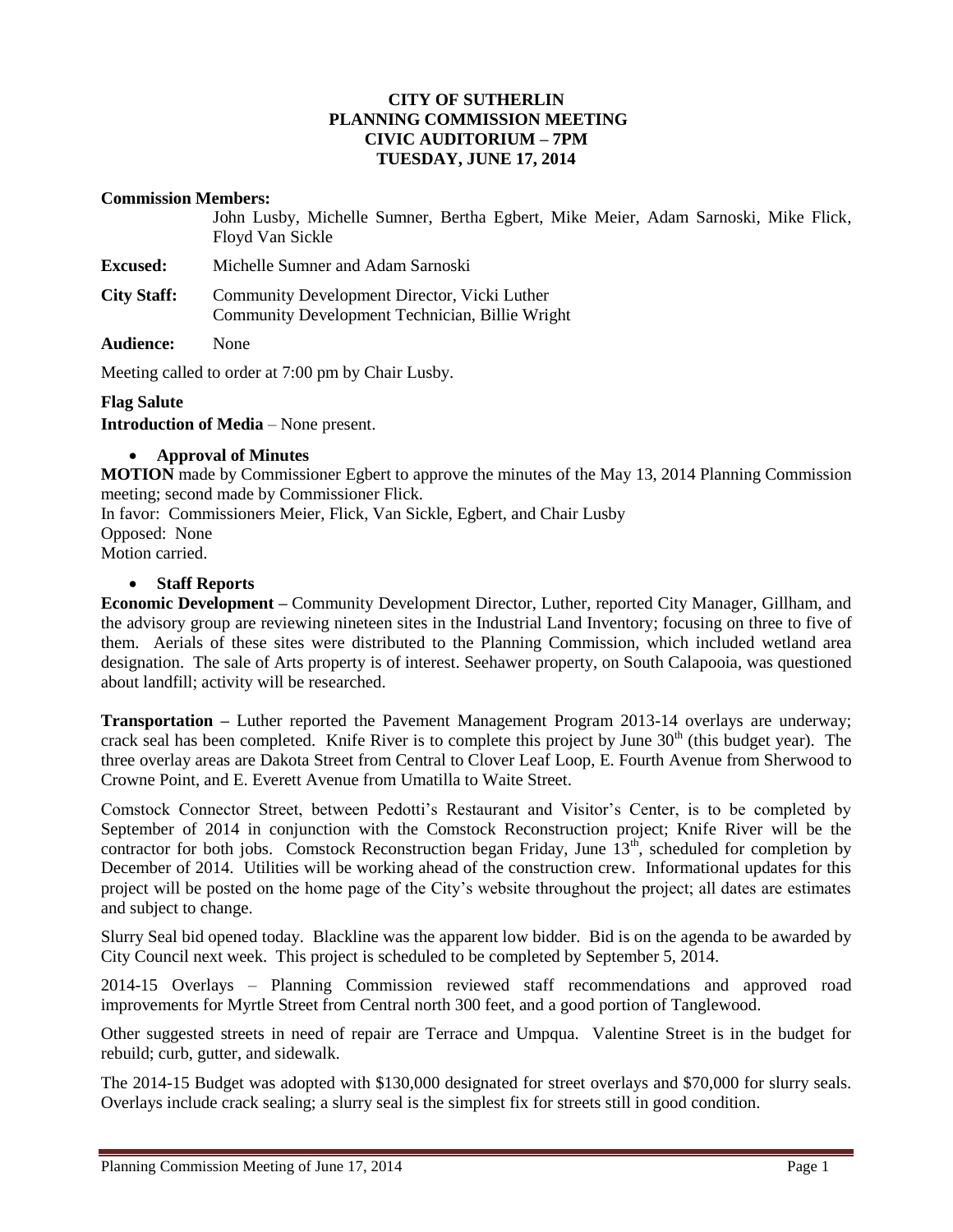# CITY OF SUTHERLIN
## PLANNING COMMISSION MEETING
## CIVIC AUDITORIUM – 7PM
## TUESDAY, JUNE 17, 2014

**Commission Members:**
John Lusby, Michelle Sumner, Bertha Egbert, Mike Meier, Adam Sarnoski, Mike Flick, Floyd Van Sickle

**Excused:** Michelle Sumner and Adam Sarnoski

**City Staff:** Community Development Director, Vicki Luther
Community Development Technician, Billie Wright

**Audience:** None

Meeting called to order at 7:00 pm by Chair Lusby.

**Flag Salute**

**Introduction of Media** – None present.

- **Approval of Minutes**

**MOTION** made by Commissioner Egbert to approve the minutes of the May 13, 2014 Planning Commission meeting; second made by Commissioner Flick.
In favor: Commissioners Meier, Flick, Van Sickle, Egbert, and Chair Lusby
Opposed: None
Motion carried.

- **Staff Reports**

**Economic Development –** Community Development Director, Luther, reported City Manager, Gillham, and the advisory group are reviewing nineteen sites in the Industrial Land Inventory; focusing on three to five of them. Aerials of these sites were distributed to the Planning Commission, which included wetland area designation. The sale of Arts property is of interest. Seehawer property, on South Calapooia, was questioned about landfill; activity will be researched.

**Transportation –** Luther reported the Pavement Management Program 2013-14 overlays are underway; crack seal has been completed. Knife River is to complete this project by June 30th (this budget year). The three overlay areas are Dakota Street from Central to Clover Leaf Loop, E. Fourth Avenue from Sherwood to Crowne Point, and E. Everett Avenue from Umatilla to Waite Street.

Comstock Connector Street, between Pedotti's Restaurant and Visitor's Center, is to be completed by September of 2014 in conjunction with the Comstock Reconstruction project; Knife River will be the contractor for both jobs. Comstock Reconstruction began Friday, June 13th, scheduled for completion by December of 2014. Utilities will be working ahead of the construction crew. Informational updates for this project will be posted on the home page of the City's website throughout the project; all dates are estimates and subject to change.

Slurry Seal bid opened today. Blackline was the apparent low bidder. Bid is on the agenda to be awarded by City Council next week. This project is scheduled to be completed by September 5, 2014.

2014-15 Overlays – Planning Commission reviewed staff recommendations and approved road improvements for Myrtle Street from Central north 300 feet, and a good portion of Tanglewood.

Other suggested streets in need of repair are Terrace and Umpqua. Valentine Street is in the budget for rebuild; curb, gutter, and sidewalk.

The 2014-15 Budget was adopted with $130,000 designated for street overlays and $70,000 for slurry seals. Overlays include crack sealing; a slurry seal is the simplest fix for streets still in good condition.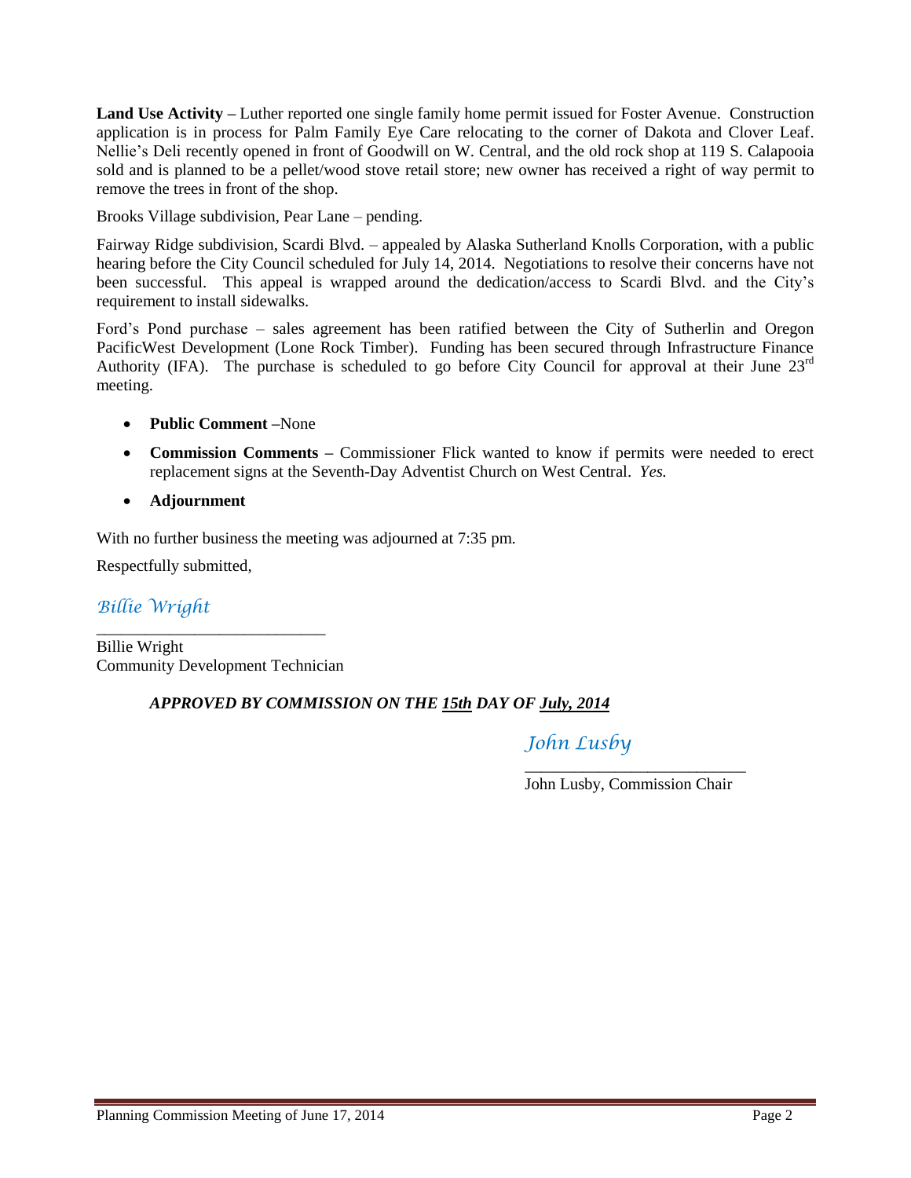**Land Use Activity –** Luther reported one single family home permit issued for Foster Avenue. Construction application is in process for Palm Family Eye Care relocating to the corner of Dakota and Clover Leaf. Nellie's Deli recently opened in front of Goodwill on W. Central, and the old rock shop at 119 S. Calapooia sold and is planned to be a pellet/wood stove retail store; new owner has received a right of way permit to remove the trees in front of the shop.

Brooks Village subdivision, Pear Lane – pending.

Fairway Ridge subdivision, Scardi Blvd. – appealed by Alaska Sutherland Knolls Corporation, with a public hearing before the City Council scheduled for July 14, 2014. Negotiations to resolve their concerns have not been successful. This appeal is wrapped around the dedication/access to Scardi Blvd. and the City's requirement to install sidewalks.

Ford's Pond purchase – sales agreement has been ratified between the City of Sutherlin and Oregon PacificWest Development (Lone Rock Timber). Funding has been secured through Infrastructure Finance Authority (IFA). The purchase is scheduled to go before City Council for approval at their June 23rd meeting.

- **Public Comment –**None
- **Commission Comments –** Commissioner Flick wanted to know if permits were needed to erect replacement signs at the Seventh-Day Adventist Church on West Central. *Yes.*
- **Adjournment**

With no further business the meeting was adjourned at 7:35 pm.

Respectfully submitted,

*Billie Wright*

\_\_\_\_\_\_\_\_\_\_\_\_\_\_\_\_\_\_\_\_\_\_\_\_\_\_\_\_

Billie Wright
Community Development Technician

***APPROVED BY COMMISSION ON THE 15th DAY OF July, 2014***

*John Lusby*

\_\_\_\_\_\_\_\_\_\_\_\_\_\_\_\_\_\_\_\_\_\_\_\_\_\_\_\_

John Lusby, Commission Chair